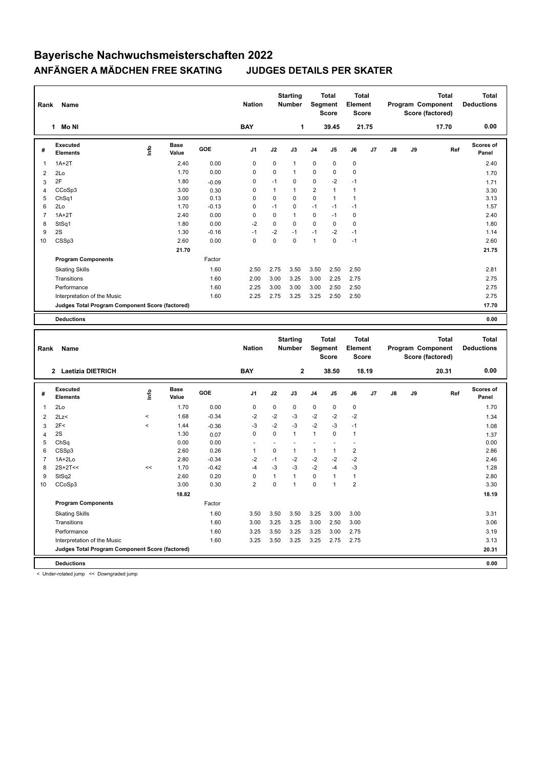# Bayerische Nachwuchsmeisterschaften 2022

## ANFÄNGER A MÄDCHEN FREE SKATING JUDGES DETAILS PER SKATER

| Rank | Name | Nation | Starting Number | Total Segment Score | Total Element Score | Total Program Component Score (factored) | Total Deductions |
|---|---|---|---|---|---|---|---|
| 1 | Mo NI | BAY | 1 | 39.45 | 21.75 | 17.70 | 0.00 |

| # | Executed Elements | Info | Base Value | GOE | J1 | J2 | J3 | J4 | J5 | J6 | J7 | J8 | J9 | Ref | Scores of Panel |
|---|---|---|---|---|---|---|---|---|---|---|---|---|---|---|---|
| 1 | 1A+2T | | 2.40 | 0.00 | 0 | 0 | 1 | 0 | 0 | 0 | | | | | 2.40 |
| 2 | 2Lo | | 1.70 | 0.00 | 0 | 0 | 1 | 0 | 0 | 0 | | | | | 1.70 |
| 3 | 2F | | 1.80 | -0.09 | 0 | -1 | 0 | 0 | -2 | -1 | | | | | 1.71 |
| 4 | CCoSp3 | | 3.00 | 0.30 | 0 | 1 | 1 | 2 | 1 | 1 | | | | | 3.30 |
| 5 | ChSq1 | | 3.00 | 0.13 | 0 | 0 | 0 | 0 | 1 | 1 | | | | | 3.13 |
| 6 | 2Lo | | 1.70 | -0.13 | 0 | -1 | 0 | -1 | -1 | -1 | | | | | 1.57 |
| 7 | 1A+2T | | 2.40 | 0.00 | 0 | 0 | 1 | 0 | -1 | 0 | | | | | 2.40 |
| 8 | StSq1 | | 1.80 | 0.00 | -2 | 0 | 0 | 0 | 0 | 0 | | | | | 1.80 |
| 9 | 2S | | 1.30 | -0.16 | -1 | -2 | -1 | -1 | -2 | -1 | | | | | 1.14 |
| 10 | CSSp3 | | 2.60 | 0.00 | 0 | 0 | 0 | 1 | 0 | -1 | | | | | 2.60 |
| | | | 21.70 | | | | | | | | | | | | 21.75 |
| | **Program Components** | | | Factor | | | | | | | | | | | |
| | Skating Skills | | | 1.60 | 2.50 | 2.75 | 3.50 | 3.50 | 2.50 | 2.50 | | | | | 2.81 |
| | Transitions | | | 1.60 | 2.00 | 3.00 | 3.25 | 3.00 | 2.25 | 2.75 | | | | | 2.75 |
| | Performance | | | 1.60 | 2.25 | 3.00 | 3.00 | 3.00 | 2.50 | 2.50 | | | | | 2.75 |
| | Interpretation of the Music | | | 1.60 | 2.25 | 2.75 | 3.25 | 3.25 | 2.50 | 2.50 | | | | | 2.75 |
| | **Judges Total Program Component Score (factored)** | | | | | | | | | | | | | | 17.70 |
| | **Deductions** | | | | | | | | | | | | | | 0.00 |

| Rank | Name | Nation | Starting Number | Total Segment Score | Total Element Score | Total Program Component Score (factored) | Total Deductions |
|---|---|---|---|---|---|---|---|
| 2 | Laetizia DIETRICH | BAY | 2 | 38.50 | 18.19 | 20.31 | 0.00 |

| # | Executed Elements | Info | Base Value | GOE | J1 | J2 | J3 | J4 | J5 | J6 | J7 | J8 | J9 | Ref | Scores of Panel |
|---|---|---|---|---|---|---|---|---|---|---|---|---|---|---|---|
| 1 | 2Lo | | 1.70 | 0.00 | 0 | 0 | 0 | 0 | 0 | 0 | | | | | 1.70 |
| 2 | 2Lz< | < | 1.68 | -0.34 | -2 | -2 | -3 | -2 | -2 | -2 | | | | | 1.34 |
| 3 | 2F< | < | 1.44 | -0.36 | -3 | -2 | -3 | -2 | -3 | -1 | | | | | 1.08 |
| 4 | 2S | | 1.30 | 0.07 | 0 | 0 | 1 | 1 | 0 | 1 | | | | | 1.37 |
| 5 | ChSq | | 0.00 | 0.00 | - | - | - | - | - | - | | | | | 0.00 |
| 6 | CSSp3 | | 2.60 | 0.26 | 1 | 0 | 1 | 1 | 1 | 2 | | | | | 2.86 |
| 7 | 1A+2Lo | | 2.80 | -0.34 | -2 | -1 | -2 | -2 | -2 | -2 | | | | | 2.46 |
| 8 | 2S+2T<< | << | 1.70 | -0.42 | -4 | -3 | -3 | -2 | -4 | -3 | | | | | 1.28 |
| 9 | StSq2 | | 2.60 | 0.20 | 0 | 1 | 1 | 0 | 1 | 1 | | | | | 2.80 |
| 10 | CCoSp3 | | 3.00 | 0.30 | 2 | 0 | 1 | 0 | 1 | 2 | | | | | 3.30 |
| | | | 18.82 | | | | | | | | | | | | 18.19 |
| | **Program Components** | | | Factor | | | | | | | | | | | |
| | Skating Skills | | | 1.60 | 3.50 | 3.50 | 3.50 | 3.25 | 3.00 | 3.00 | | | | | 3.31 |
| | Transitions | | | 1.60 | 3.00 | 3.25 | 3.25 | 3.00 | 2.50 | 3.00 | | | | | 3.06 |
| | Performance | | | 1.60 | 3.25 | 3.50 | 3.25 | 3.25 | 3.00 | 2.75 | | | | | 3.19 |
| | Interpretation of the Music | | | 1.60 | 3.25 | 3.50 | 3.25 | 3.25 | 2.75 | 2.75 | | | | | 3.13 |
| | **Judges Total Program Component Score (factored)** | | | | | | | | | | | | | | 20.31 |
| | **Deductions** | | | | | | | | | | | | | | 0.00 |

< Under-rotated jump << Downgraded jump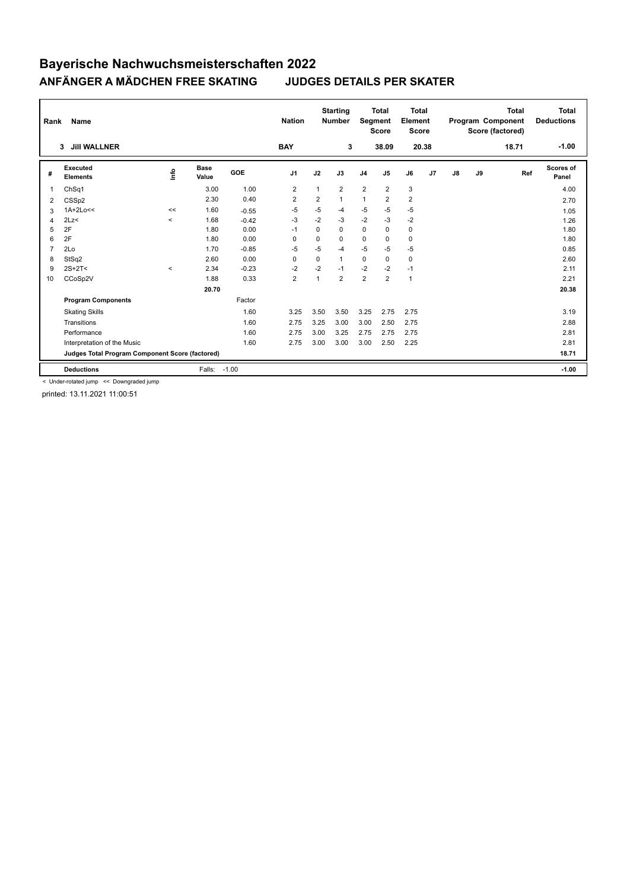# Bayerische Nachwuchsmeisterschaften 2022

## ANFÄNGER A MÄDCHEN FREE SKATING JUDGES DETAILS PER SKATER

| Rank | Name | Nation | Starting Number | Total Segment Score | Total Element Score | Total Program Component Score (factored) | Total Deductions |
|---|---|---|---|---|---|---|---|
| 3 | Jill WALLNER | BAY | 3 | 38.09 | 20.38 | 18.71 | -1.00 |

| # | Executed Elements | Info | Base Value | GOE | J1 | J2 | J3 | J4 | J5 | J6 | J7 | J8 | J9 | Ref | Scores of Panel |
|---|---|---|---|---|---|---|---|---|---|---|---|---|---|---|---|
| 1 | ChSq1 | | 3.00 | 1.00 | 2 | 1 | 2 | 2 | 2 | 3 | | | | | 4.00 |
| 2 | CSSp2 | | 2.30 | 0.40 | 2 | 2 | 1 | 1 | 2 | 2 | | | | | 2.70 |
| 3 | 1A+2Lo<< | << | 1.60 | -0.55 | -5 | -5 | -4 | -5 | -5 | -5 | | | | | 1.05 |
| 4 | 2Lz< | < | 1.68 | -0.42 | -3 | -2 | -3 | -2 | -3 | -2 | | | | | 1.26 |
| 5 | 2F | | 1.80 | 0.00 | -1 | 0 | 0 | 0 | 0 | 0 | | | | | 1.80 |
| 6 | 2F | | 1.80 | 0.00 | 0 | 0 | 0 | 0 | 0 | 0 | | | | | 1.80 |
| 7 | 2Lo | | 1.70 | -0.85 | -5 | -5 | -4 | -5 | -5 | -5 | | | | | 0.85 |
| 8 | StSq2 | | 2.60 | 0.00 | 0 | 0 | 1 | 0 | 0 | 0 | | | | | 2.60 |
| 9 | 2S+2T< | < | 2.34 | -0.23 | -2 | -2 | -1 | -2 | -2 | -1 | | | | | 2.11 |
| 10 | CCoSp2V | | 1.88 | 0.33 | 2 | 1 | 2 | 2 | 2 | 1 | | | | | 2.21 |
| | | | 20.70 | | | | | | | | | | | | 20.38 |
| | **Program Components** | | | Factor | | | | | | | | | | | |
| | Skating Skills | | | 1.60 | 3.25 | 3.50 | 3.50 | 3.25 | 2.75 | 2.75 | | | | | 3.19 |
| | Transitions | | | 1.60 | 2.75 | 3.25 | 3.00 | 3.00 | 2.50 | 2.75 | | | | | 2.88 |
| | Performance | | | 1.60 | 2.75 | 3.00 | 3.25 | 2.75 | 2.75 | 2.75 | | | | | 2.81 |
| | Interpretation of the Music | | | 1.60 | 2.75 | 3.00 | 3.00 | 3.00 | 2.50 | 2.25 | | | | | 2.81 |
| | **Judges Total Program Component Score (factored)** | | | | | | | | | | | | | | 18.71 |
| | **Deductions** | | Falls: | -1.00 | | | | | | | | | | | -1.00 |

< Under-rotated jump << Downgraded jump

printed: 13.11.2021 11:00:51